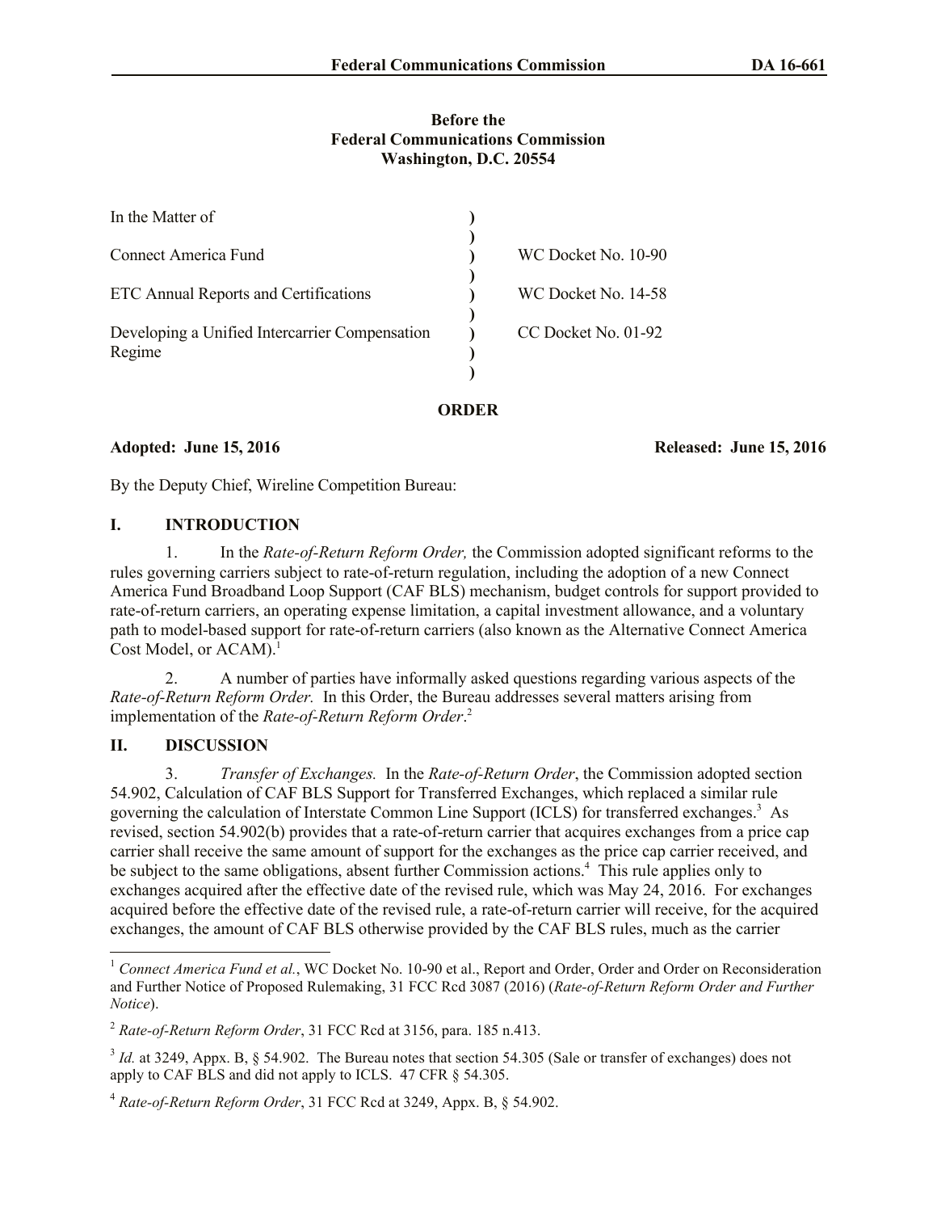**Before the**
**Federal Communications Commission**
**Washington, D.C. 20554**

| | | |
|---|---|---|
| In the Matter of | ) | |
| | ) | |
| Connect America Fund | ) | WC Docket No. 10-90 |
| | ) | |
| ETC Annual Reports and Certifications | ) | WC Docket No. 14-58 |
| | ) | |
| Developing a Unified Intercarrier Compensation Regime | ) | CC Docket No. 01-92 |
| | ) | |

**ORDER**

**Adopted: June 15, 2016** **Released: June 15, 2016**

By the Deputy Chief, Wireline Competition Bureau:

## I. INTRODUCTION

1. In the *Rate-of-Return Reform Order,* the Commission adopted significant reforms to the rules governing carriers subject to rate-of-return regulation, including the adoption of a new Connect America Fund Broadband Loop Support (CAF BLS) mechanism, budget controls for support provided to rate-of-return carriers, an operating expense limitation, a capital investment allowance, and a voluntary path to model-based support for rate-of-return carriers (also known as the Alternative Connect America Cost Model, or ACAM).[1]

2. A number of parties have informally asked questions regarding various aspects of the *Rate-of-Return Reform Order.* In this Order, the Bureau addresses several matters arising from implementation of the *Rate-of-Return Reform Order*.[2]

## II. DISCUSSION

3. *Transfer of Exchanges.* In the *Rate-of-Return Order*, the Commission adopted section 54.902, Calculation of CAF BLS Support for Transferred Exchanges, which replaced a similar rule governing the calculation of Interstate Common Line Support (ICLS) for transferred exchanges.[3] As revised, section 54.902(b) provides that a rate-of-return carrier that acquires exchanges from a price cap carrier shall receive the same amount of support for the exchanges as the price cap carrier received, and be subject to the same obligations, absent further Commission actions.[4] This rule applies only to exchanges acquired after the effective date of the revised rule, which was May 24, 2016. For exchanges acquired before the effective date of the revised rule, a rate-of-return carrier will receive, for the acquired exchanges, the amount of CAF BLS otherwise provided by the CAF BLS rules, much as the carrier

---

[1] *Connect America Fund et al.*, WC Docket No. 10-90 et al., Report and Order, Order and Order on Reconsideration and Further Notice of Proposed Rulemaking, 31 FCC Rcd 3087 (2016) (*Rate-of-Return Reform Order and Further Notice*).

[2] *Rate-of-Return Reform Order*, 31 FCC Rcd at 3156, para. 185 n.413.

[3] *Id.* at 3249, Appx. B, § 54.902. The Bureau notes that section 54.305 (Sale or transfer of exchanges) does not apply to CAF BLS and did not apply to ICLS. 47 CFR § 54.305.

[4] *Rate-of-Return Reform Order*, 31 FCC Rcd at 3249, Appx. B, § 54.902.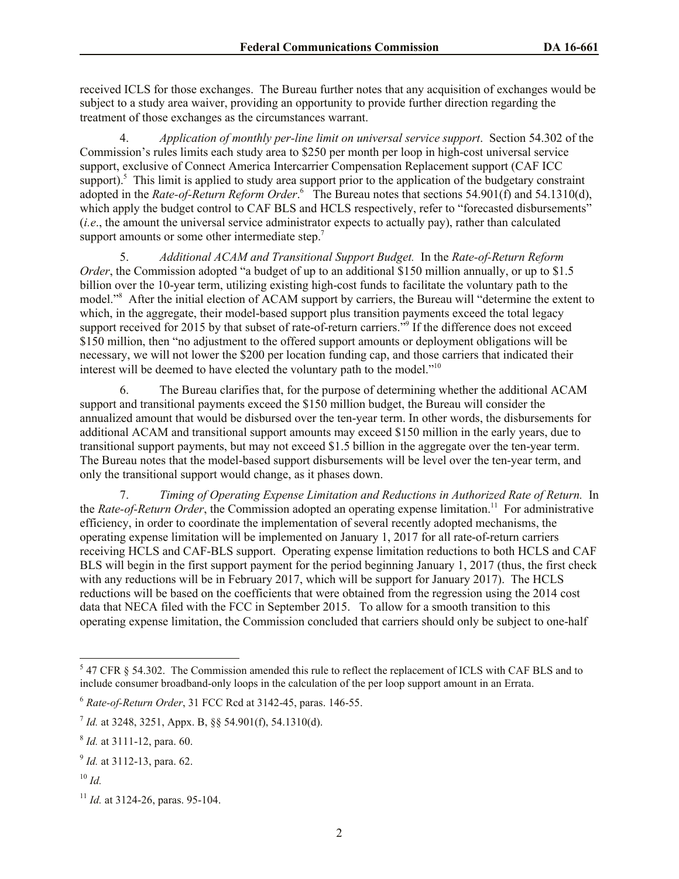received ICLS for those exchanges. The Bureau further notes that any acquisition of exchanges would be subject to a study area waiver, providing an opportunity to provide further direction regarding the treatment of those exchanges as the circumstances warrant.

4. *Application of monthly per-line limit on universal service support*. Section 54.302 of the Commission's rules limits each study area to $250 per month per loop in high-cost universal service support, exclusive of Connect America Intercarrier Compensation Replacement support (CAF ICC support).[5] This limit is applied to study area support prior to the application of the budgetary constraint adopted in the *Rate-of-Return Reform Order*.[6] The Bureau notes that sections 54.901(f) and 54.1310(d), which apply the budget control to CAF BLS and HCLS respectively, refer to "forecasted disbursements" (*i.e*., the amount the universal service administrator expects to actually pay), rather than calculated support amounts or some other intermediate step.[7]

5. *Additional ACAM and Transitional Support Budget.* In the *Rate-of-Return Reform Order*, the Commission adopted "a budget of up to an additional $150 million annually, or up to $1.5 billion over the 10-year term, utilizing existing high-cost funds to facilitate the voluntary path to the model."[8] After the initial election of ACAM support by carriers, the Bureau will "determine the extent to which, in the aggregate, their model-based support plus transition payments exceed the total legacy support received for 2015 by that subset of rate-of-return carriers."[9] If the difference does not exceed $150 million, then "no adjustment to the offered support amounts or deployment obligations will be necessary, we will not lower the $200 per location funding cap, and those carriers that indicated their interest will be deemed to have elected the voluntary path to the model."[10]

6. The Bureau clarifies that, for the purpose of determining whether the additional ACAM support and transitional payments exceed the $150 million budget, the Bureau will consider the annualized amount that would be disbursed over the ten-year term. In other words, the disbursements for additional ACAM and transitional support amounts may exceed $150 million in the early years, due to transitional support payments, but may not exceed $1.5 billion in the aggregate over the ten-year term. The Bureau notes that the model-based support disbursements will be level over the ten-year term, and only the transitional support would change, as it phases down.

7. *Timing of Operating Expense Limitation and Reductions in Authorized Rate of Return.* In the *Rate-of-Return Order*, the Commission adopted an operating expense limitation.[11] For administrative efficiency, in order to coordinate the implementation of several recently adopted mechanisms, the operating expense limitation will be implemented on January 1, 2017 for all rate-of-return carriers receiving HCLS and CAF-BLS support. Operating expense limitation reductions to both HCLS and CAF BLS will begin in the first support payment for the period beginning January 1, 2017 (thus, the first check with any reductions will be in February 2017, which will be support for January 2017). The HCLS reductions will be based on the coefficients that were obtained from the regression using the 2014 cost data that NECA filed with the FCC in September 2015. To allow for a smooth transition to this operating expense limitation, the Commission concluded that carriers should only be subject to one-half

---

[5] 47 CFR § 54.302. The Commission amended this rule to reflect the replacement of ICLS with CAF BLS and to include consumer broadband-only loops in the calculation of the per loop support amount in an Errata.

[6] *Rate-of-Return Order*, 31 FCC Rcd at 3142-45, paras. 146-55.

[7] *Id.* at 3248, 3251, Appx. B, §§ 54.901(f), 54.1310(d).

[8] *Id.* at 3111-12, para. 60.

[9] *Id.* at 3112-13, para. 62.

[10] *Id.*

[11] *Id.* at 3124-26, paras. 95-104.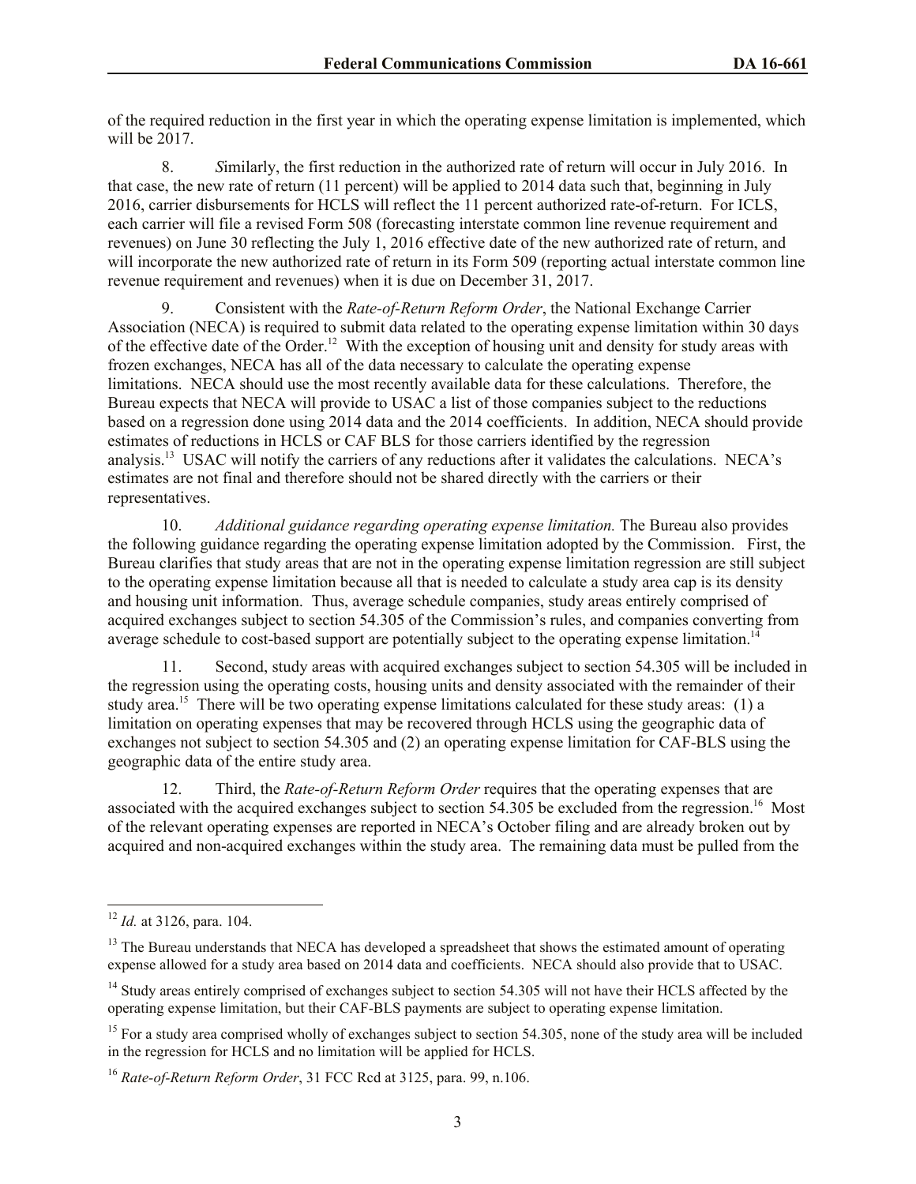of the required reduction in the first year in which the operating expense limitation is implemented, which will be 2017.

8. *S*imilarly, the first reduction in the authorized rate of return will occur in July 2016. In that case, the new rate of return (11 percent) will be applied to 2014 data such that, beginning in July 2016, carrier disbursements for HCLS will reflect the 11 percent authorized rate-of-return. For ICLS, each carrier will file a revised Form 508 (forecasting interstate common line revenue requirement and revenues) on June 30 reflecting the July 1, 2016 effective date of the new authorized rate of return, and will incorporate the new authorized rate of return in its Form 509 (reporting actual interstate common line revenue requirement and revenues) when it is due on December 31, 2017.

9. Consistent with the *Rate-of-Return Reform Order*, the National Exchange Carrier Association (NECA) is required to submit data related to the operating expense limitation within 30 days of the effective date of the Order.[12] With the exception of housing unit and density for study areas with frozen exchanges, NECA has all of the data necessary to calculate the operating expense limitations. NECA should use the most recently available data for these calculations. Therefore, the Bureau expects that NECA will provide to USAC a list of those companies subject to the reductions based on a regression done using 2014 data and the 2014 coefficients. In addition, NECA should provide estimates of reductions in HCLS or CAF BLS for those carriers identified by the regression analysis.[13] USAC will notify the carriers of any reductions after it validates the calculations. NECA's estimates are not final and therefore should not be shared directly with the carriers or their representatives.

10. *Additional guidance regarding operating expense limitation.* The Bureau also provides the following guidance regarding the operating expense limitation adopted by the Commission. First, the Bureau clarifies that study areas that are not in the operating expense limitation regression are still subject to the operating expense limitation because all that is needed to calculate a study area cap is its density and housing unit information. Thus, average schedule companies, study areas entirely comprised of acquired exchanges subject to section 54.305 of the Commission's rules, and companies converting from average schedule to cost-based support are potentially subject to the operating expense limitation.[14]

11. Second, study areas with acquired exchanges subject to section 54.305 will be included in the regression using the operating costs, housing units and density associated with the remainder of their study area.[15] There will be two operating expense limitations calculated for these study areas: (1) a limitation on operating expenses that may be recovered through HCLS using the geographic data of exchanges not subject to section 54.305 and (2) an operating expense limitation for CAF-BLS using the geographic data of the entire study area.

12. Third, the *Rate-of-Return Reform Order* requires that the operating expenses that are associated with the acquired exchanges subject to section 54.305 be excluded from the regression.[16] Most of the relevant operating expenses are reported in NECA's October filing and are already broken out by acquired and non-acquired exchanges within the study area. The remaining data must be pulled from the

---

[12] *Id.* at 3126, para. 104.

[13] The Bureau understands that NECA has developed a spreadsheet that shows the estimated amount of operating expense allowed for a study area based on 2014 data and coefficients. NECA should also provide that to USAC.

[14] Study areas entirely comprised of exchanges subject to section 54.305 will not have their HCLS affected by the operating expense limitation, but their CAF-BLS payments are subject to operating expense limitation.

[15] For a study area comprised wholly of exchanges subject to section 54.305, none of the study area will be included in the regression for HCLS and no limitation will be applied for HCLS.

[16] *Rate-of-Return Reform Order*, 31 FCC Rcd at 3125, para. 99, n.106.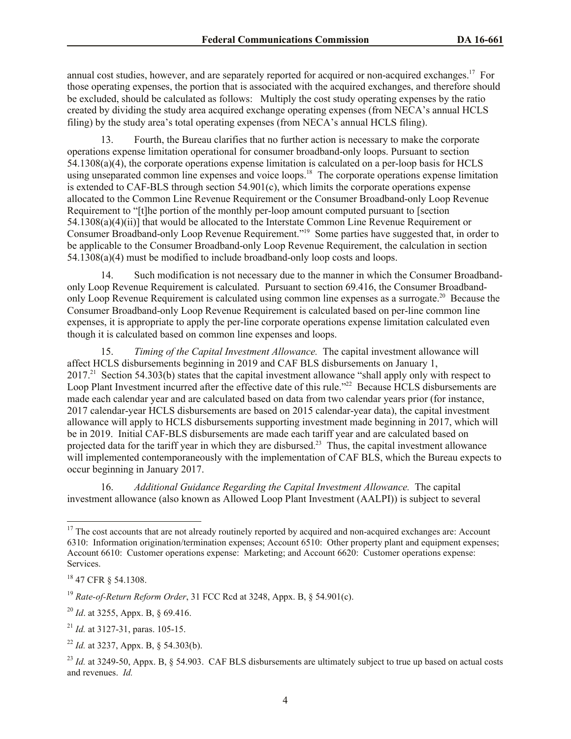annual cost studies, however, and are separately reported for acquired or non-acquired exchanges.[17] For those operating expenses, the portion that is associated with the acquired exchanges, and therefore should be excluded, should be calculated as follows: Multiply the cost study operating expenses by the ratio created by dividing the study area acquired exchange operating expenses (from NECA's annual HCLS filing) by the study area's total operating expenses (from NECA's annual HCLS filing).

13. Fourth, the Bureau clarifies that no further action is necessary to make the corporate operations expense limitation operational for consumer broadband-only loops. Pursuant to section 54.1308(a)(4), the corporate operations expense limitation is calculated on a per-loop basis for HCLS using unseparated common line expenses and voice loops.[18] The corporate operations expense limitation is extended to CAF-BLS through section 54.901(c), which limits the corporate operations expense allocated to the Common Line Revenue Requirement or the Consumer Broadband-only Loop Revenue Requirement to "[t]he portion of the monthly per-loop amount computed pursuant to [section 54.1308(a)(4)(ii)] that would be allocated to the Interstate Common Line Revenue Requirement or Consumer Broadband-only Loop Revenue Requirement."[19] Some parties have suggested that, in order to be applicable to the Consumer Broadband-only Loop Revenue Requirement, the calculation in section 54.1308(a)(4) must be modified to include broadband-only loop costs and loops.

14. Such modification is not necessary due to the manner in which the Consumer Broadband-only Loop Revenue Requirement is calculated. Pursuant to section 69.416, the Consumer Broadband-only Loop Revenue Requirement is calculated using common line expenses as a surrogate.[20] Because the Consumer Broadband-only Loop Revenue Requirement is calculated based on per-line common line expenses, it is appropriate to apply the per-line corporate operations expense limitation calculated even though it is calculated based on common line expenses and loops.

15. *Timing of the Capital Investment Allowance.* The capital investment allowance will affect HCLS disbursements beginning in 2019 and CAF BLS disbursements on January 1, 2017.[21] Section 54.303(b) states that the capital investment allowance "shall apply only with respect to Loop Plant Investment incurred after the effective date of this rule."[22] Because HCLS disbursements are made each calendar year and are calculated based on data from two calendar years prior (for instance, 2017 calendar-year HCLS disbursements are based on 2015 calendar-year data), the capital investment allowance will apply to HCLS disbursements supporting investment made beginning in 2017, which will be in 2019. Initial CAF-BLS disbursements are made each tariff year and are calculated based on projected data for the tariff year in which they are disbursed.[23] Thus, the capital investment allowance will implemented contemporaneously with the implementation of CAF BLS, which the Bureau expects to occur beginning in January 2017.

16. *Additional Guidance Regarding the Capital Investment Allowance.* The capital investment allowance (also known as Allowed Loop Plant Investment (AALPI)) is subject to several

---

[17] The cost accounts that are not already routinely reported by acquired and non-acquired exchanges are: Account 6310: Information origination/termination expenses; Account 6510: Other property plant and equipment expenses; Account 6610: Customer operations expense: Marketing; and Account 6620: Customer operations expense: Services.

[18] 47 CFR § 54.1308.

[19] *Rate-of-Return Reform Order*, 31 FCC Rcd at 3248, Appx. B, § 54.901(c).

[20] *Id*. at 3255, Appx. B, § 69.416.

[21] *Id.* at 3127-31, paras. 105-15.

[22] *Id.* at 3237, Appx. B, § 54.303(b).

[23] *Id.* at 3249-50, Appx. B, § 54.903. CAF BLS disbursements are ultimately subject to true up based on actual costs and revenues. *Id.*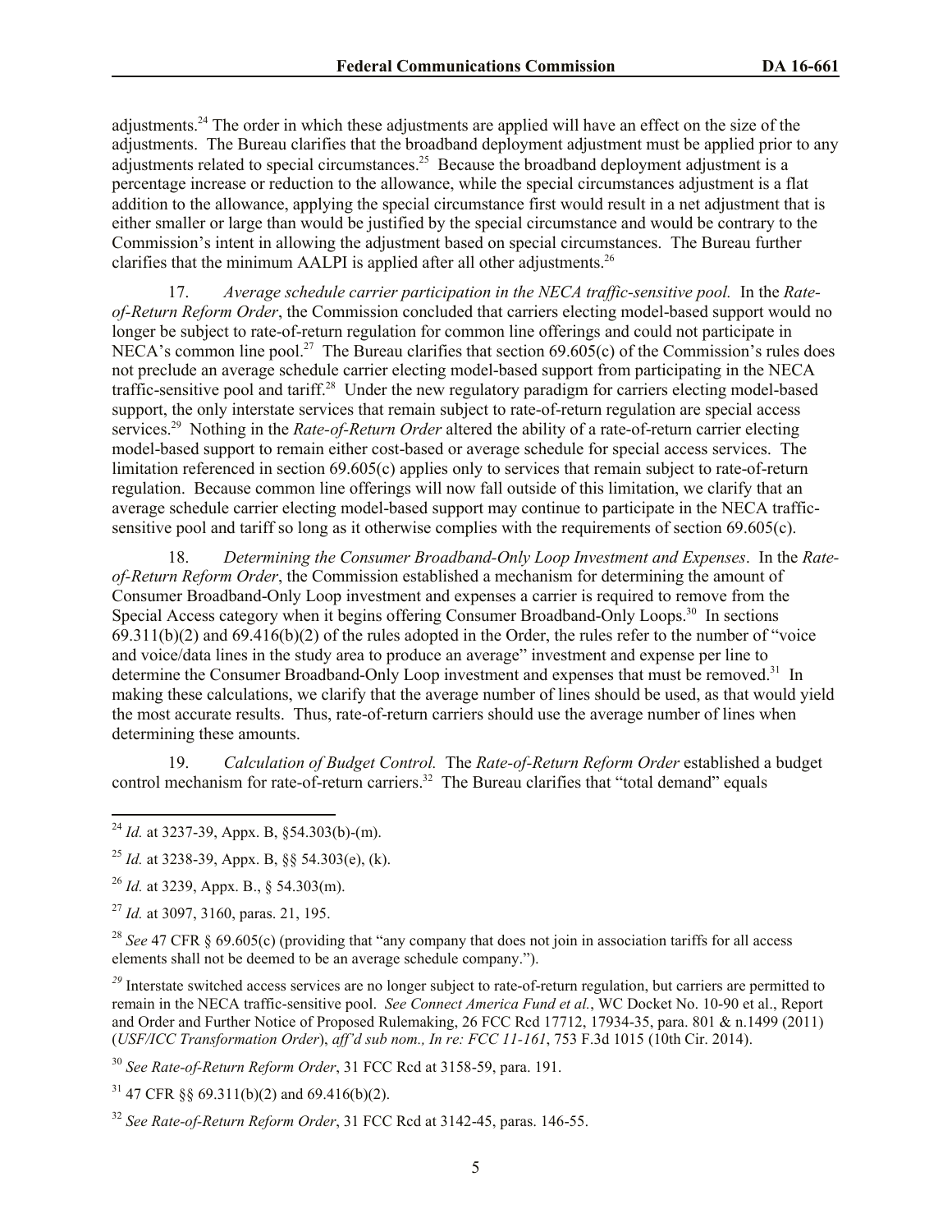adjustments.[24] The order in which these adjustments are applied will have an effect on the size of the adjustments. The Bureau clarifies that the broadband deployment adjustment must be applied prior to any adjustments related to special circumstances.[25] Because the broadband deployment adjustment is a percentage increase or reduction to the allowance, while the special circumstances adjustment is a flat addition to the allowance, applying the special circumstance first would result in a net adjustment that is either smaller or large than would be justified by the special circumstance and would be contrary to the Commission's intent in allowing the adjustment based on special circumstances. The Bureau further clarifies that the minimum AALPI is applied after all other adjustments.[26]

17. *Average schedule carrier participation in the NECA traffic-sensitive pool.* In the *Rate-of-Return Reform Order*, the Commission concluded that carriers electing model-based support would no longer be subject to rate-of-return regulation for common line offerings and could not participate in NECA's common line pool.[27] The Bureau clarifies that section 69.605(c) of the Commission's rules does not preclude an average schedule carrier electing model-based support from participating in the NECA traffic-sensitive pool and tariff.[28] Under the new regulatory paradigm for carriers electing model-based support, the only interstate services that remain subject to rate-of-return regulation are special access services.[29] Nothing in the *Rate-of-Return Order* altered the ability of a rate-of-return carrier electing model-based support to remain either cost-based or average schedule for special access services. The limitation referenced in section 69.605(c) applies only to services that remain subject to rate-of-return regulation. Because common line offerings will now fall outside of this limitation, we clarify that an average schedule carrier electing model-based support may continue to participate in the NECA traffic-sensitive pool and tariff so long as it otherwise complies with the requirements of section 69.605(c).

18. *Determining the Consumer Broadband-Only Loop Investment and Expenses*. In the *Rate-of-Return Reform Order*, the Commission established a mechanism for determining the amount of Consumer Broadband-Only Loop investment and expenses a carrier is required to remove from the Special Access category when it begins offering Consumer Broadband-Only Loops.[30] In sections 69.311(b)(2) and 69.416(b)(2) of the rules adopted in the Order, the rules refer to the number of "voice and voice/data lines in the study area to produce an average" investment and expense per line to determine the Consumer Broadband-Only Loop investment and expenses that must be removed.[31] In making these calculations, we clarify that the average number of lines should be used, as that would yield the most accurate results. Thus, rate-of-return carriers should use the average number of lines when determining these amounts.

19. *Calculation of Budget Control.* The *Rate-of-Return Reform Order* established a budget control mechanism for rate-of-return carriers.[32] The Bureau clarifies that "total demand" equals

---

[24] *Id.* at 3237-39, Appx. B, §54.303(b)-(m).

[25] *Id.* at 3238-39, Appx. B, §§ 54.303(e), (k).

[26] *Id.* at 3239, Appx. B., § 54.303(m).

[27] *Id.* at 3097, 3160, paras. 21, 195.

[28] *See* 47 CFR § 69.605(c) (providing that "any company that does not join in association tariffs for all access elements shall not be deemed to be an average schedule company.").

[29] Interstate switched access services are no longer subject to rate-of-return regulation, but carriers are permitted to remain in the NECA traffic-sensitive pool. *See Connect America Fund et al.*, WC Docket No. 10-90 et al., Report and Order and Further Notice of Proposed Rulemaking, 26 FCC Rcd 17712, 17934-35, para. 801 & n.1499 (2011) (*USF/ICC Transformation Order*), *aff'd sub nom., In re: FCC 11-161*, 753 F.3d 1015 (10th Cir. 2014).

[30] *See Rate-of-Return Reform Order*, 31 FCC Rcd at 3158-59, para. 191.

[31] 47 CFR §§ 69.311(b)(2) and 69.416(b)(2).

[32] *See Rate-of-Return Reform Order*, 31 FCC Rcd at 3142-45, paras. 146-55.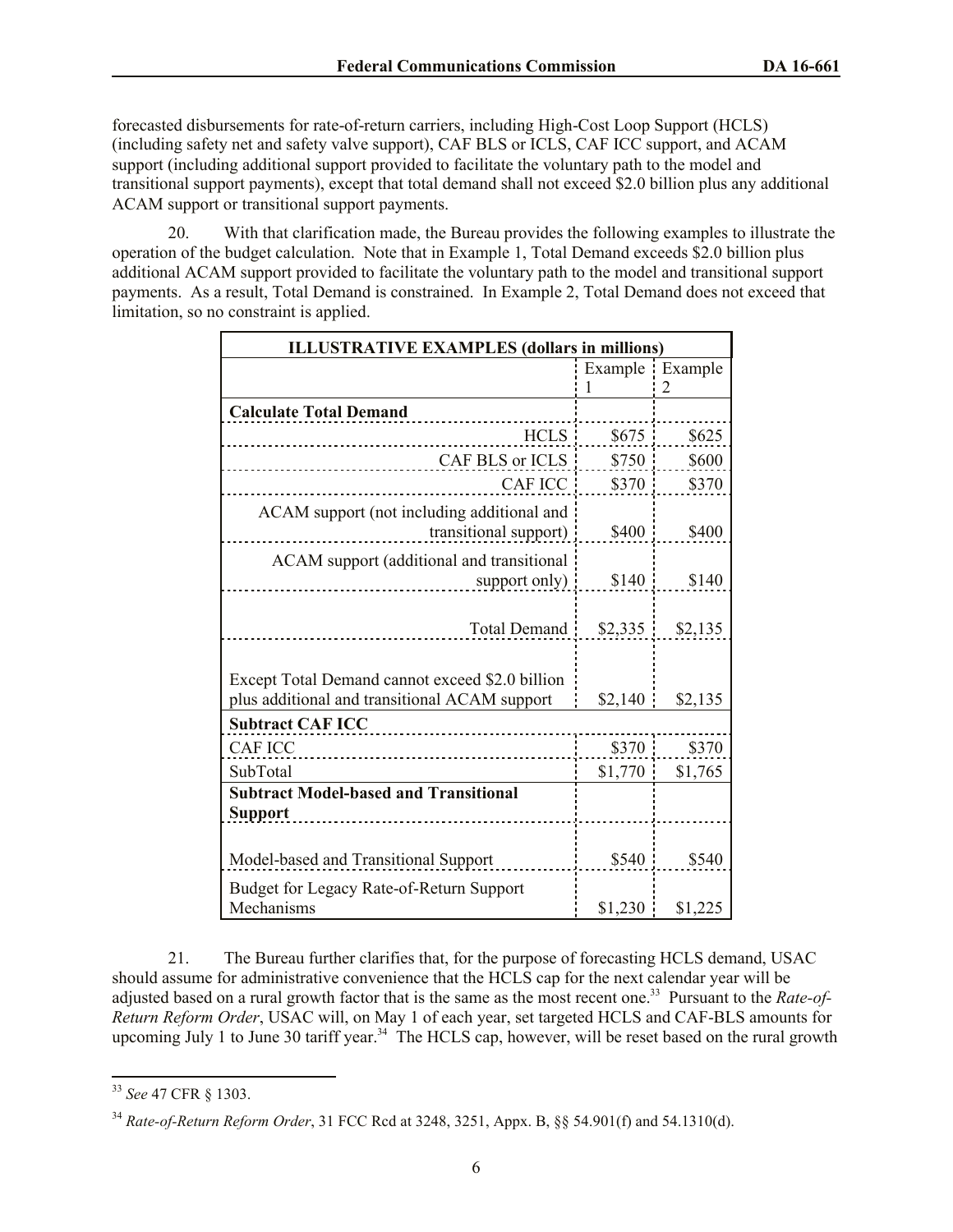forecasted disbursements for rate-of-return carriers, including High-Cost Loop Support (HCLS) (including safety net and safety valve support), CAF BLS or ICLS, CAF ICC support, and ACAM support (including additional support provided to facilitate the voluntary path to the model and transitional support payments), except that total demand shall not exceed $2.0 billion plus any additional ACAM support or transitional support payments.

20. With that clarification made, the Bureau provides the following examples to illustrate the operation of the budget calculation. Note that in Example 1, Total Demand exceeds $2.0 billion plus additional ACAM support provided to facilitate the voluntary path to the model and transitional support payments. As a result, Total Demand is constrained. In Example 2, Total Demand does not exceed that limitation, so no constraint is applied.

| ILLUSTRATIVE EXAMPLES (dollars in millions) | | |
|---|---|---|
| | Example 1 | Example 2 |
| **Calculate Total Demand** | | |
| HCLS | $675 | $625 |
| CAF BLS or ICLS | $750 | $600 |
| CAF ICC | $370 | $370 |
| ACAM support (not including additional and transitional support) | $400 | $400 |
| ACAM support (additional and transitional support only) | $140 | $140 |
| Total Demand | $2,335 | $2,135 |
| Except Total Demand cannot exceed $2.0 billion plus additional and transitional ACAM support | $2,140 | $2,135 |
| **Subtract CAF ICC** | | |
| CAF ICC | $370 | $370 |
| SubTotal | $1,770 | $1,765 |
| **Subtract Model-based and Transitional Support** | | |
| Model-based and Transitional Support | $540 | $540 |
| Budget for Legacy Rate-of-Return Support Mechanisms | $1,230 | $1,225 |

21. The Bureau further clarifies that, for the purpose of forecasting HCLS demand, USAC should assume for administrative convenience that the HCLS cap for the next calendar year will be adjusted based on a rural growth factor that is the same as the most recent one.[33] Pursuant to the *Rate-of-Return Reform Order*, USAC will, on May 1 of each year, set targeted HCLS and CAF-BLS amounts for upcoming July 1 to June 30 tariff year.[34] The HCLS cap, however, will be reset based on the rural growth

[33] *See* 47 CFR § 1303.

[34] *Rate-of-Return Reform Order*, 31 FCC Rcd at 3248, 3251, Appx. B, §§ 54.901(f) and 54.1310(d).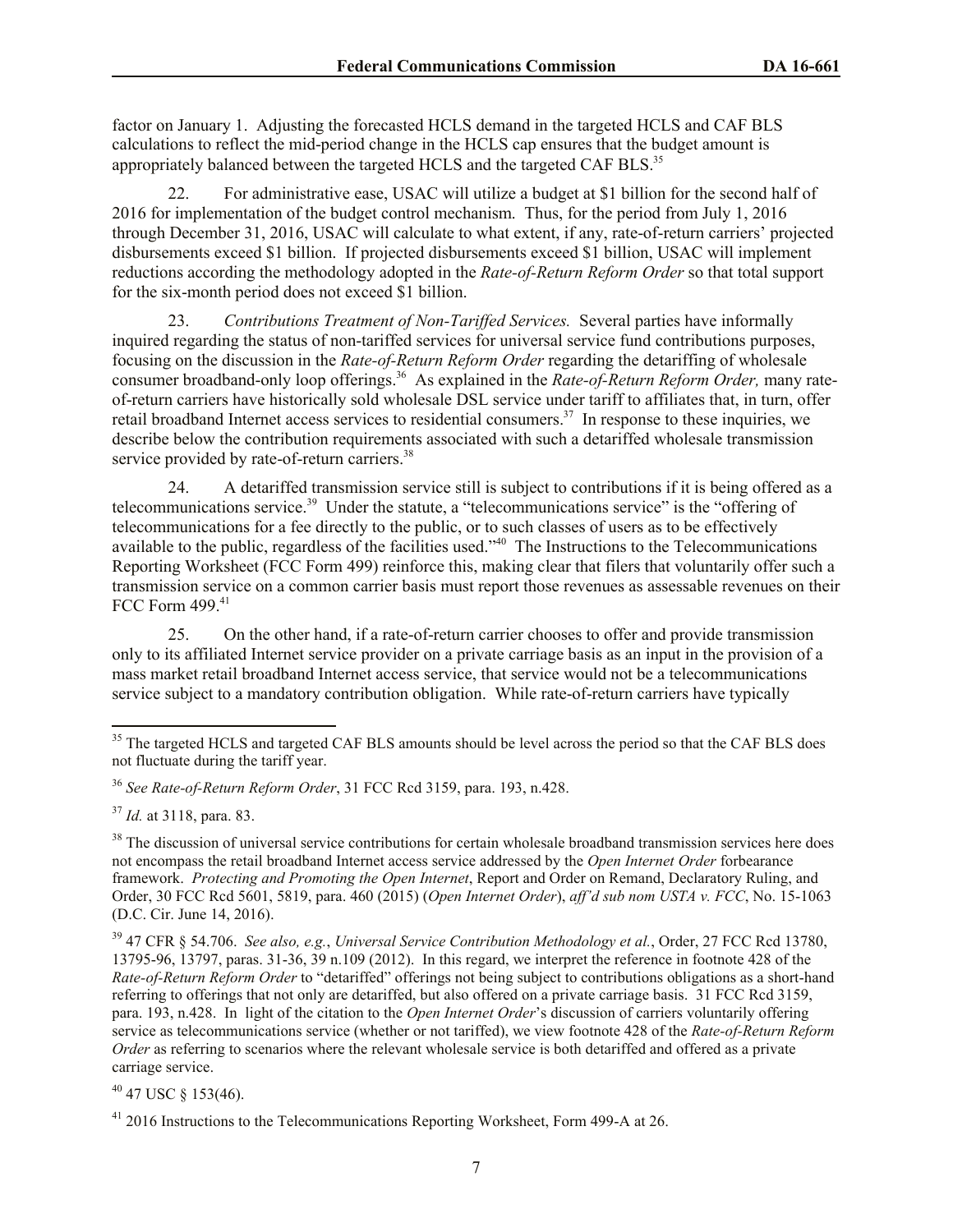factor on January 1. Adjusting the forecasted HCLS demand in the targeted HCLS and CAF BLS calculations to reflect the mid-period change in the HCLS cap ensures that the budget amount is appropriately balanced between the targeted HCLS and the targeted CAF BLS.[35]

22. For administrative ease, USAC will utilize a budget at $1 billion for the second half of 2016 for implementation of the budget control mechanism. Thus, for the period from July 1, 2016 through December 31, 2016, USAC will calculate to what extent, if any, rate-of-return carriers' projected disbursements exceed $1 billion. If projected disbursements exceed $1 billion, USAC will implement reductions according the methodology adopted in the *Rate-of-Return Reform Order* so that total support for the six-month period does not exceed $1 billion.

23. *Contributions Treatment of Non-Tariffed Services.* Several parties have informally inquired regarding the status of non-tariffed services for universal service fund contributions purposes, focusing on the discussion in the *Rate-of-Return Reform Order* regarding the detariffing of wholesale consumer broadband-only loop offerings.[36] As explained in the *Rate-of-Return Reform Order,* many rate-of-return carriers have historically sold wholesale DSL service under tariff to affiliates that, in turn, offer retail broadband Internet access services to residential consumers.[37] In response to these inquiries, we describe below the contribution requirements associated with such a detariffed wholesale transmission service provided by rate-of-return carriers.[38]

24. A detariffed transmission service still is subject to contributions if it is being offered as a telecommunications service.[39] Under the statute, a "telecommunications service" is the "offering of telecommunications for a fee directly to the public, or to such classes of users as to be effectively available to the public, regardless of the facilities used."[40] The Instructions to the Telecommunications Reporting Worksheet (FCC Form 499) reinforce this, making clear that filers that voluntarily offer such a transmission service on a common carrier basis must report those revenues as assessable revenues on their FCC Form 499.[41]

25. On the other hand, if a rate-of-return carrier chooses to offer and provide transmission only to its affiliated Internet service provider on a private carriage basis as an input in the provision of a mass market retail broadband Internet access service, that service would not be a telecommunications service subject to a mandatory contribution obligation. While rate-of-return carriers have typically

---

[35] The targeted HCLS and targeted CAF BLS amounts should be level across the period so that the CAF BLS does not fluctuate during the tariff year.

[36] *See Rate-of-Return Reform Order*, 31 FCC Rcd 3159, para. 193, n.428.

[37] *Id.* at 3118, para. 83.

[38] The discussion of universal service contributions for certain wholesale broadband transmission services here does not encompass the retail broadband Internet access service addressed by the *Open Internet Order* forbearance framework. *Protecting and Promoting the Open Internet*, Report and Order on Remand, Declaratory Ruling, and Order, 30 FCC Rcd 5601, 5819, para. 460 (2015) (*Open Internet Order*), *aff'd sub nom USTA v. FCC*, No. 15-1063 (D.C. Cir. June 14, 2016).

[39] 47 CFR § 54.706. *See also, e.g.*, *Universal Service Contribution Methodology et al.*, Order, 27 FCC Rcd 13780, 13795-96, 13797, paras. 31-36, 39 n.109 (2012). In this regard, we interpret the reference in footnote 428 of the *Rate-of-Return Reform Order* to "detariffed" offerings not being subject to contributions obligations as a short-hand referring to offerings that not only are detariffed, but also offered on a private carriage basis. 31 FCC Rcd 3159, para. 193, n.428. In light of the citation to the *Open Internet Order*'s discussion of carriers voluntarily offering service as telecommunications service (whether or not tariffed), we view footnote 428 of the *Rate-of-Return Reform Order* as referring to scenarios where the relevant wholesale service is both detariffed and offered as a private carriage service.

[40] 47 USC § 153(46).

[41] 2016 Instructions to the Telecommunications Reporting Worksheet, Form 499-A at 26.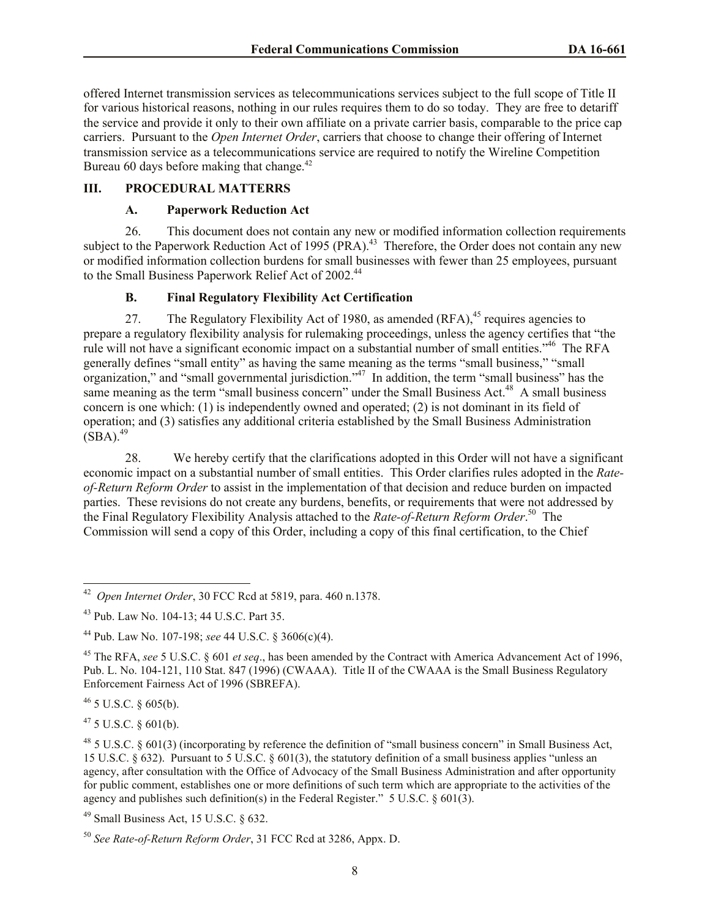offered Internet transmission services as telecommunications services subject to the full scope of Title II for various historical reasons, nothing in our rules requires them to do so today. They are free to detariff the service and provide it only to their own affiliate on a private carrier basis, comparable to the price cap carriers. Pursuant to the *Open Internet Order*, carriers that choose to change their offering of Internet transmission service as a telecommunications service are required to notify the Wireline Competition Bureau 60 days before making that change.[42]

## III. PROCEDURAL MATTERRS

### A. Paperwork Reduction Act

26. This document does not contain any new or modified information collection requirements subject to the Paperwork Reduction Act of 1995 (PRA).[43] Therefore, the Order does not contain any new or modified information collection burdens for small businesses with fewer than 25 employees, pursuant to the Small Business Paperwork Relief Act of 2002.[44]

### B. Final Regulatory Flexibility Act Certification

27. The Regulatory Flexibility Act of 1980, as amended (RFA),[45] requires agencies to prepare a regulatory flexibility analysis for rulemaking proceedings, unless the agency certifies that "the rule will not have a significant economic impact on a substantial number of small entities."[46] The RFA generally defines "small entity" as having the same meaning as the terms "small business," "small organization," and "small governmental jurisdiction."[47] In addition, the term "small business" has the same meaning as the term "small business concern" under the Small Business Act.[48] A small business concern is one which: (1) is independently owned and operated; (2) is not dominant in its field of operation; and (3) satisfies any additional criteria established by the Small Business Administration (SBA).[49]

28. We hereby certify that the clarifications adopted in this Order will not have a significant economic impact on a substantial number of small entities. This Order clarifies rules adopted in the *Rate-of-Return Reform Order* to assist in the implementation of that decision and reduce burden on impacted parties. These revisions do not create any burdens, benefits, or requirements that were not addressed by the Final Regulatory Flexibility Analysis attached to the *Rate-of-Return Reform Order*.[50] The Commission will send a copy of this Order, including a copy of this final certification, to the Chief

---

[42] *Open Internet Order*, 30 FCC Rcd at 5819, para. 460 n.1378.

[43] Pub. Law No. 104-13; 44 U.S.C. Part 35.

[44] Pub. Law No. 107-198; *see* 44 U.S.C. § 3606(c)(4).

[45] The RFA, *see* 5 U.S.C. § 601 *et seq*., has been amended by the Contract with America Advancement Act of 1996, Pub. L. No. 104-121, 110 Stat. 847 (1996) (CWAAA). Title II of the CWAAA is the Small Business Regulatory Enforcement Fairness Act of 1996 (SBREFA).

[46] 5 U.S.C. § 605(b).

[47] 5 U.S.C. § 601(b).

[48] 5 U.S.C. § 601(3) (incorporating by reference the definition of "small business concern" in Small Business Act, 15 U.S.C. § 632). Pursuant to 5 U.S.C. § 601(3), the statutory definition of a small business applies "unless an agency, after consultation with the Office of Advocacy of the Small Business Administration and after opportunity for public comment, establishes one or more definitions of such term which are appropriate to the activities of the agency and publishes such definition(s) in the Federal Register." 5 U.S.C. § 601(3).

[49] Small Business Act, 15 U.S.C. § 632.

[50] *See Rate-of-Return Reform Order*, 31 FCC Rcd at 3286, Appx. D.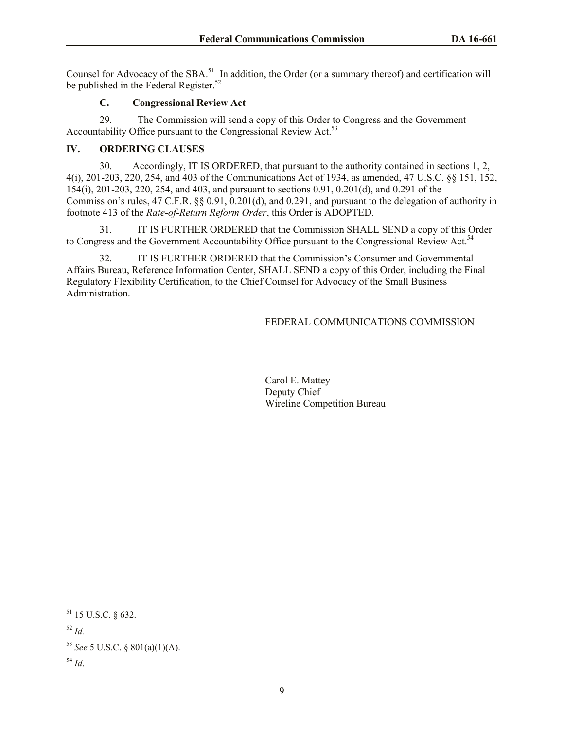Counsel for Advocacy of the SBA.[51] In addition, the Order (or a summary thereof) and certification will be published in the Federal Register.[52]

### C. Congressional Review Act

29. The Commission will send a copy of this Order to Congress and the Government Accountability Office pursuant to the Congressional Review Act.[53]

## IV. ORDERING CLAUSES

30. Accordingly, IT IS ORDERED, that pursuant to the authority contained in sections 1, 2, 4(i), 201-203, 220, 254, and 403 of the Communications Act of 1934, as amended, 47 U.S.C. §§ 151, 152, 154(i), 201-203, 220, 254, and 403, and pursuant to sections 0.91, 0.201(d), and 0.291 of the Commission's rules, 47 C.F.R. §§ 0.91, 0.201(d), and 0.291, and pursuant to the delegation of authority in footnote 413 of the *Rate-of-Return Reform Order*, this Order is ADOPTED.

31. IT IS FURTHER ORDERED that the Commission SHALL SEND a copy of this Order to Congress and the Government Accountability Office pursuant to the Congressional Review Act.[54]

32. IT IS FURTHER ORDERED that the Commission's Consumer and Governmental Affairs Bureau, Reference Information Center, SHALL SEND a copy of this Order, including the Final Regulatory Flexibility Certification, to the Chief Counsel for Advocacy of the Small Business Administration.

FEDERAL COMMUNICATIONS COMMISSION

Carol E. Mattey
Deputy Chief
Wireline Competition Bureau

---

[51] 15 U.S.C. § 632.

[52] *Id.*

[53] *See* 5 U.S.C. § 801(a)(1)(A).

[54] *Id*.